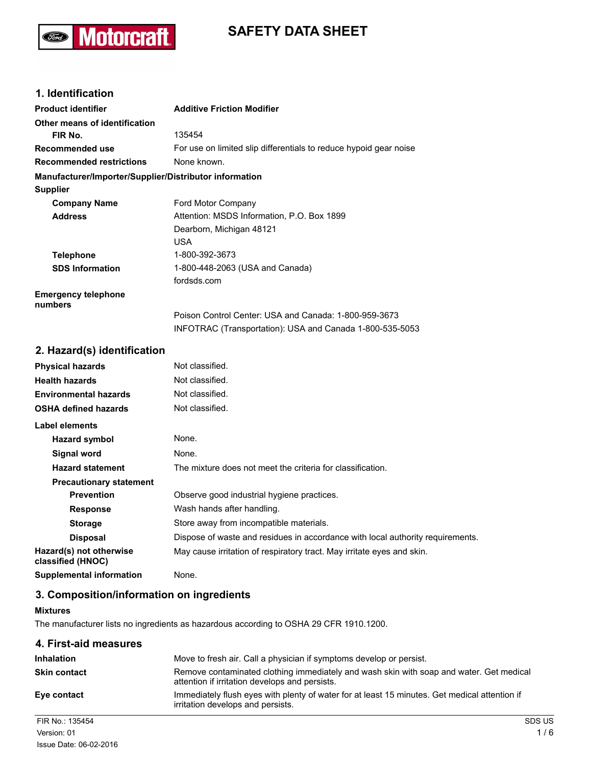# SAFETY DATA SHEET

## 1. Identification

**Product identifier** **Additive Friction Modifier**

**Other means of identification**

**FIR No.** 135454

**Recommended use** For use on limited slip differentials to reduce hypoid gear noise

**Recommended restrictions** None known.

**Manufacturer/Importer/Supplier/Distributor information**

**Supplier**

**Company Name** Ford Motor Company

**Address** Attention: MSDS Information, P.O. Box 1899
Dearborn, Michigan 48121
USA

**Telephone** 1-800-392-3673

**SDS Information** 1-800-448-2063 (USA and Canada)
fordsds.com

**Emergency telephone numbers**
Poison Control Center: USA and Canada: 1-800-959-3673
INFOTRAC (Transportation): USA and Canada 1-800-535-5053

## 2. Hazard(s) identification

**Physical hazards** Not classified.

**Health hazards** Not classified.

**Environmental hazards** Not classified.

**OSHA defined hazards** Not classified.

**Label elements**

**Hazard symbol** None.

**Signal word** None.

**Hazard statement** The mixture does not meet the criteria for classification.

**Precautionary statement**

**Prevention** Observe good industrial hygiene practices.

**Response** Wash hands after handling.

**Storage** Store away from incompatible materials.

**Disposal** Dispose of waste and residues in accordance with local authority requirements.

**Hazard(s) not otherwise classified (HNOC)** May cause irritation of respiratory tract. May irritate eyes and skin.

**Supplemental information** None.

## 3. Composition/information on ingredients

**Mixtures**

The manufacturer lists no ingredients as hazardous according to OSHA 29 CFR 1910.1200.

## 4. First-aid measures

**Inhalation** Move to fresh air. Call a physician if symptoms develop or persist.

**Skin contact** Remove contaminated clothing immediately and wash skin with soap and water. Get medical attention if irritation develops and persists.

**Eye contact** Immediately flush eyes with plenty of water for at least 15 minutes. Get medical attention if irritation develops and persists.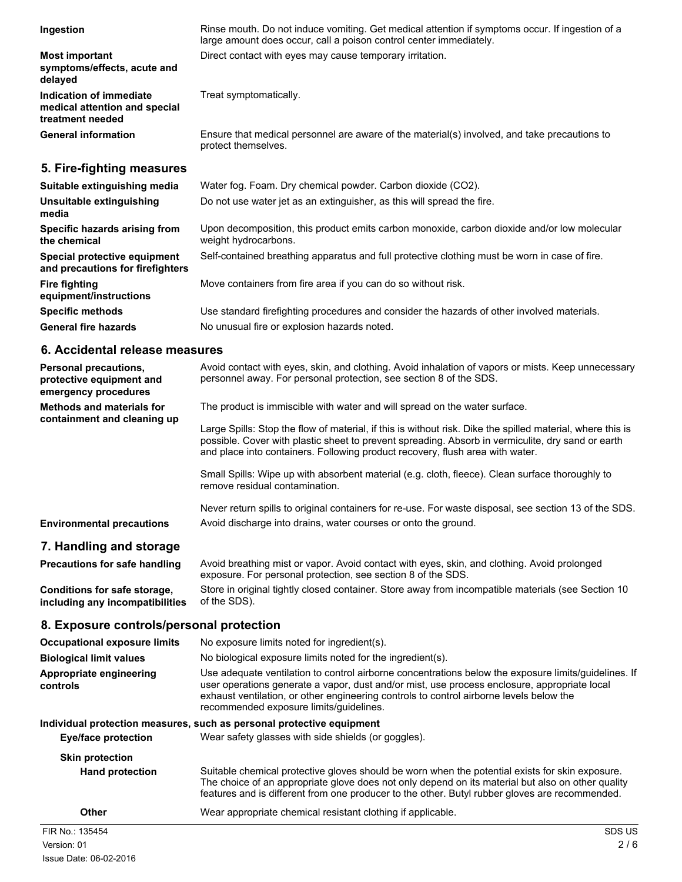| | |
|---|---|
| **Ingestion** | Rinse mouth. Do not induce vomiting. Get medical attention if symptoms occur. If ingestion of a large amount does occur, call a poison control center immediately. |
| **Most important symptoms/effects, acute and delayed** | Direct contact with eyes may cause temporary irritation. |
| **Indication of immediate medical attention and special treatment needed** | Treat symptomatically. |
| **General information** | Ensure that medical personnel are aware of the material(s) involved, and take precautions to protect themselves. |

## 5. Fire-fighting measures

| | |
|---|---|
| **Suitable extinguishing media** | Water fog. Foam. Dry chemical powder. Carbon dioxide ($CO_2$). |
| **Unsuitable extinguishing media** | Do not use water jet as an extinguisher, as this will spread the fire. |
| **Specific hazards arising from the chemical** | Upon decomposition, this product emits carbon monoxide, carbon dioxide and/or low molecular weight hydrocarbons. |
| **Special protective equipment and precautions for firefighters** | Self-contained breathing apparatus and full protective clothing must be worn in case of fire. |
| **Fire fighting equipment/instructions** | Move containers from fire area if you can do so without risk. |
| **Specific methods** | Use standard firefighting procedures and consider the hazards of other involved materials. |
| **General fire hazards** | No unusual fire or explosion hazards noted. |

## 6. Accidental release measures

**Personal precautions, protective equipment and emergency procedures**
Avoid contact with eyes, skin, and clothing. Avoid inhalation of vapors or mists. Keep unnecessary personnel away. For personal protection, see section 8 of the SDS.

**Methods and materials for containment and cleaning up**
The product is immiscible with water and will spread on the water surface.

Large Spills: Stop the flow of material, if this is without risk. Dike the spilled material, where this is possible. Cover with plastic sheet to prevent spreading. Absorb in vermiculite, dry sand or earth and place into containers. Following product recovery, flush area with water.

Small Spills: Wipe up with absorbent material (e.g. cloth, fleece). Clean surface thoroughly to remove residual contamination.

Never return spills to original containers for re-use. For waste disposal, see section 13 of the SDS.

**Environmental precautions**
Avoid discharge into drains, water courses or onto the ground.

## 7. Handling and storage

| | |
|---|---|
| **Precautions for safe handling** | Avoid breathing mist or vapor. Avoid contact with eyes, skin, and clothing. Avoid prolonged exposure. For personal protection, see section 8 of the SDS. |
| **Conditions for safe storage, including any incompatibilities** | Store in original tightly closed container. Store away from incompatible materials (see Section 10 of the SDS). |

## 8. Exposure controls/personal protection

| | |
|---|---|
| **Occupational exposure limits** | No exposure limits noted for ingredient(s). |
| **Biological limit values** | No biological exposure limits noted for the ingredient(s). |
| **Appropriate engineering controls** | Use adequate ventilation to control airborne concentrations below the exposure limits/guidelines. If user operations generate a vapor, dust and/or mist, use process enclosure, appropriate local exhaust ventilation, or other engineering controls to control airborne levels below the recommended exposure limits/guidelines. |

**Individual protection measures, such as personal protective equipment**

**Eye/face protection**
Wear safety glasses with side shields (or goggles).

**Skin protection**

**Hand protection**
Suitable chemical protective gloves should be worn when the potential exists for skin exposure. The choice of an appropriate glove does not only depend on its material but also on other quality features and is different from one producer to the other. Butyl rubber gloves are recommended.

**Other**
Wear appropriate chemical resistant clothing if applicable.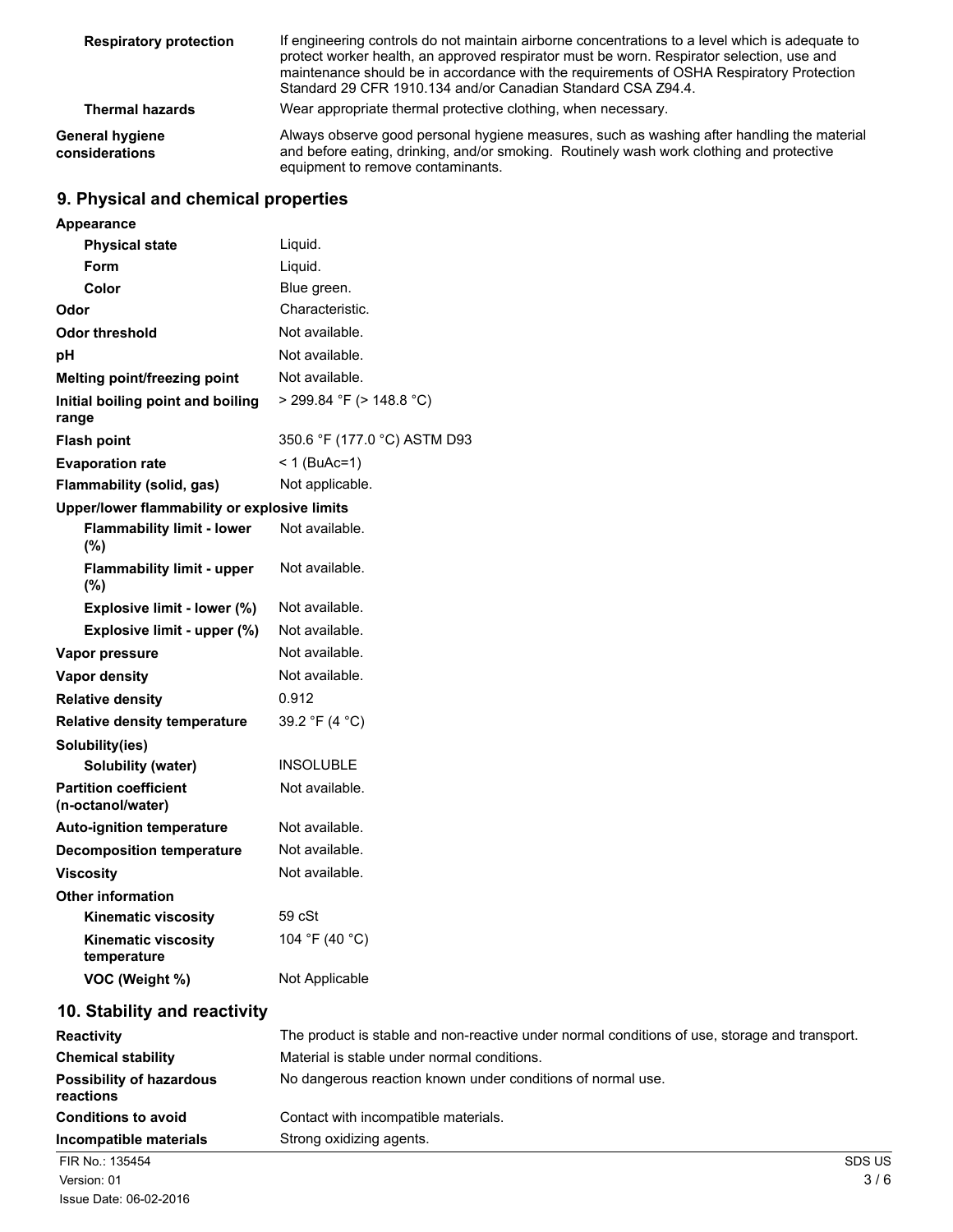| | |
|---|---|
| **Respiratory protection** | If engineering controls do not maintain airborne concentrations to a level which is adequate to protect worker health, an approved respirator must be worn. Respirator selection, use and maintenance should be in accordance with the requirements of OSHA Respiratory Protection Standard 29 CFR 1910.134 and/or Canadian Standard CSA Z94.4. |
| **Thermal hazards** | Wear appropriate thermal protective clothing, when necessary. |
| **General hygiene considerations** | Always observe good personal hygiene measures, such as washing after handling the material and before eating, drinking, and/or smoking. Routinely wash work clothing and protective equipment to remove contaminants. |

## 9. Physical and chemical properties

| | |
|---|---|
| **Appearance** | |
| **Physical state** | Liquid. |
| **Form** | Liquid. |
| **Color** | Blue green. |
| **Odor** | Characteristic. |
| **Odor threshold** | Not available. |
| **pH** | Not available. |
| **Melting point/freezing point** | Not available. |
| **Initial boiling point and boiling range** | > 299.84 °F (> 148.8 °C) |
| **Flash point** | 350.6 °F (177.0 °C) ASTM D93 |
| **Evaporation rate** | < 1 (BuAc=1) |
| **Flammability (solid, gas)** | Not applicable. |
| **Upper/lower flammability or explosive limits** | |
| **Flammability limit - lower (%)** | Not available. |
| **Flammability limit - upper (%)** | Not available. |
| **Explosive limit - lower (%)** | Not available. |
| **Explosive limit - upper (%)** | Not available. |
| **Vapor pressure** | Not available. |
| **Vapor density** | Not available. |
| **Relative density** | 0.912 |
| **Relative density temperature** | 39.2 °F (4 °C) |
| **Solubility(ies)** | |
| **Solubility (water)** | INSOLUBLE |
| **Partition coefficient (n-octanol/water)** | Not available. |
| **Auto-ignition temperature** | Not available. |
| **Decomposition temperature** | Not available. |
| **Viscosity** | Not available. |
| **Other information** | |
| **Kinematic viscosity** | 59 cSt |
| **Kinematic viscosity temperature** | 104 °F (40 °C) |
| **VOC (Weight %)** | Not Applicable |

## 10. Stability and reactivity

| | |
|---|---|
| **Reactivity** | The product is stable and non-reactive under normal conditions of use, storage and transport. |
| **Chemical stability** | Material is stable under normal conditions. |
| **Possibility of hazardous reactions** | No dangerous reaction known under conditions of normal use. |
| **Conditions to avoid** | Contact with incompatible materials. |
| **Incompatible materials** | Strong oxidizing agents. |

FIR No.: 135454
Version: 01
Issue Date: 06-02-2016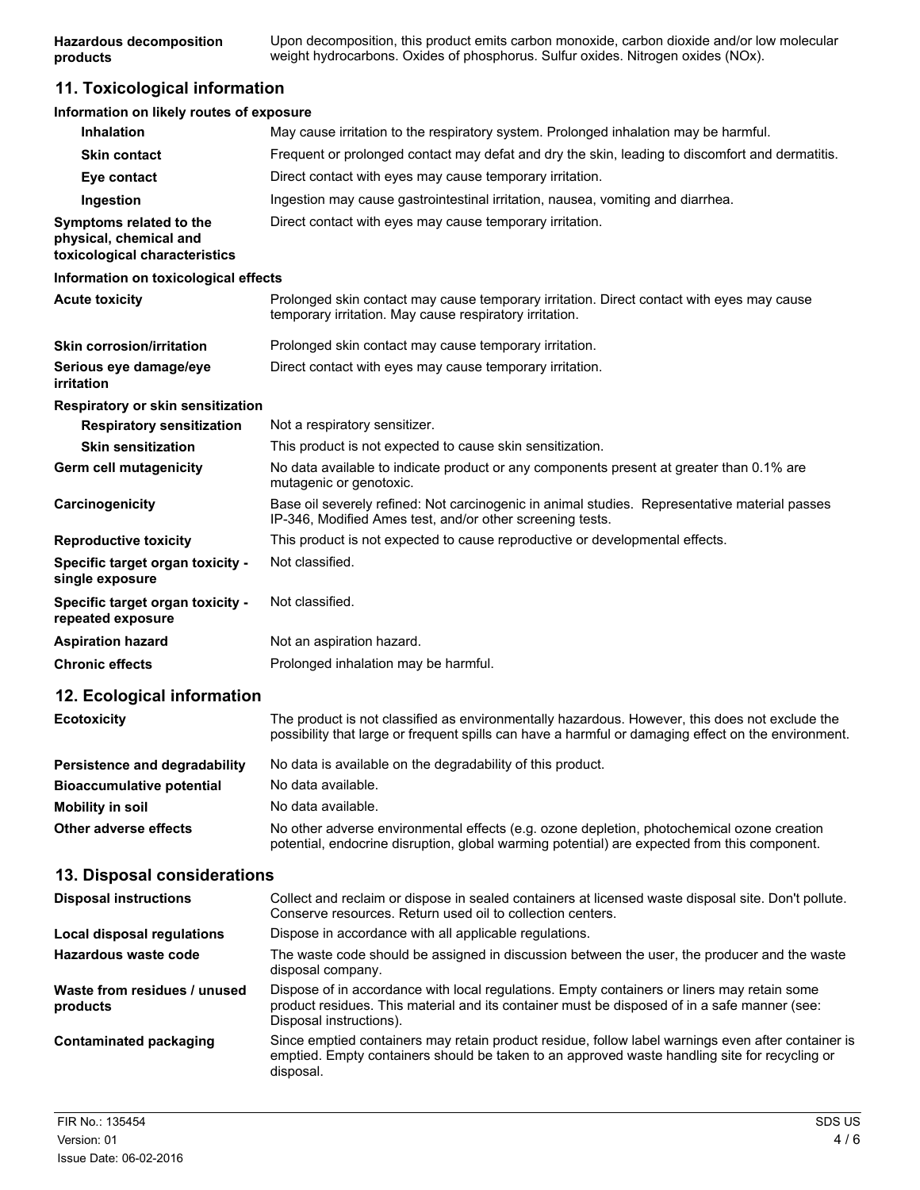**Hazardous decomposition products**: Upon decomposition, this product emits carbon monoxide, carbon dioxide and/or low molecular weight hydrocarbons. Oxides of phosphorus. Sulfur oxides. Nitrogen oxides (NOx).

## 11. Toxicological information

**Information on likely routes of exposure**

**Inhalation**: May cause irritation to the respiratory system. Prolonged inhalation may be harmful.

**Skin contact**: Frequent or prolonged contact may defat and dry the skin, leading to discomfort and dermatitis.

**Eye contact**: Direct contact with eyes may cause temporary irritation.

**Ingestion**: Ingestion may cause gastrointestinal irritation, nausea, vomiting and diarrhea.

**Symptoms related to the physical, chemical and toxicological characteristics**: Direct contact with eyes may cause temporary irritation.

**Information on toxicological effects**

**Acute toxicity**: Prolonged skin contact may cause temporary irritation. Direct contact with eyes may cause temporary irritation. May cause respiratory irritation.

**Skin corrosion/irritation**: Prolonged skin contact may cause temporary irritation.

**Serious eye damage/eye irritation**: Direct contact with eyes may cause temporary irritation.

**Respiratory or skin sensitization**

**Respiratory sensitization**: Not a respiratory sensitizer.

**Skin sensitization**: This product is not expected to cause skin sensitization.

**Germ cell mutagenicity**: No data available to indicate product or any components present at greater than 0.1% are mutagenic or genotoxic.

**Carcinogenicity**: Base oil severely refined: Not carcinogenic in animal studies. Representative material passes IP-346, Modified Ames test, and/or other screening tests.

**Reproductive toxicity**: This product is not expected to cause reproductive or developmental effects.

**Specific target organ toxicity - single exposure**: Not classified.

**Specific target organ toxicity - repeated exposure**: Not classified.

**Aspiration hazard**: Not an aspiration hazard.

**Chronic effects**: Prolonged inhalation may be harmful.

## 12. Ecological information

**Ecotoxicity**: The product is not classified as environmentally hazardous. However, this does not exclude the possibility that large or frequent spills can have a harmful or damaging effect on the environment.

**Persistence and degradability**: No data is available on the degradability of this product.

**Bioaccumulative potential**: No data available.

**Mobility in soil**: No data available.

**Other adverse effects**: No other adverse environmental effects (e.g. ozone depletion, photochemical ozone creation potential, endocrine disruption, global warming potential) are expected from this component.

## 13. Disposal considerations

**Disposal instructions**: Collect and reclaim or dispose in sealed containers at licensed waste disposal site. Don't pollute. Conserve resources. Return used oil to collection centers.

**Local disposal regulations**: Dispose in accordance with all applicable regulations.

**Hazardous waste code**: The waste code should be assigned in discussion between the user, the producer and the waste disposal company.

**Waste from residues / unused products**: Dispose of in accordance with local regulations. Empty containers or liners may retain some product residues. This material and its container must be disposed of in a safe manner (see: Disposal instructions).

**Contaminated packaging**: Since emptied containers may retain product residue, follow label warnings even after container is emptied. Empty containers should be taken to an approved waste handling site for recycling or disposal.

FIR No.: 135454
Version: 01
Issue Date: 06-02-2016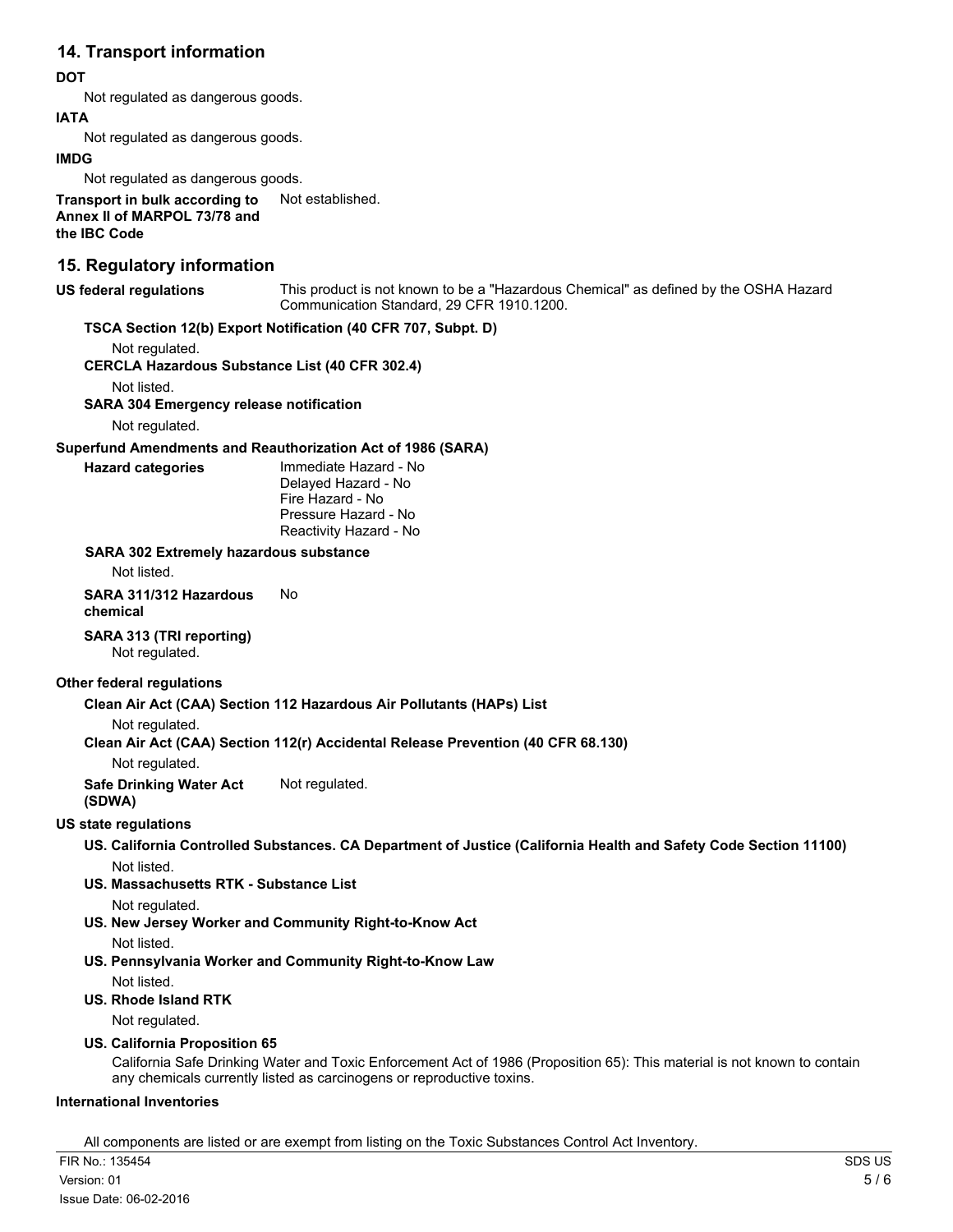## 14. Transport information

**DOT**

Not regulated as dangerous goods.

**IATA**

Not regulated as dangerous goods.

**IMDG**

Not regulated as dangerous goods.

**Transport in bulk according to Annex II of MARPOL 73/78 and the IBC Code** Not established.

## 15. Regulatory information

**US federal regulations** This product is not known to be a "Hazardous Chemical" as defined by the OSHA Hazard Communication Standard, 29 CFR 1910.1200.

**TSCA Section 12(b) Export Notification (40 CFR 707, Subpt. D)**

Not regulated.

**CERCLA Hazardous Substance List (40 CFR 302.4)**

Not listed.

**SARA 304 Emergency release notification**

Not regulated.

**Superfund Amendments and Reauthorization Act of 1986 (SARA)**

**Hazard categories**

Immediate Hazard - No
Delayed Hazard - No
Fire Hazard - No
Pressure Hazard - No
Reactivity Hazard - No

**SARA 302 Extremely hazardous substance**

Not listed.

**SARA 311/312 Hazardous chemical** No

**SARA 313 (TRI reporting)**

Not regulated.

**Other federal regulations**

**Clean Air Act (CAA) Section 112 Hazardous Air Pollutants (HAPs) List**

Not regulated.

**Clean Air Act (CAA) Section 112(r) Accidental Release Prevention (40 CFR 68.130)**

Not regulated.

**Safe Drinking Water Act (SDWA)** Not regulated.

**US state regulations**

**US. California Controlled Substances. CA Department of Justice (California Health and Safety Code Section 11100)**

Not listed.

**US. Massachusetts RTK - Substance List**

Not regulated.

**US. New Jersey Worker and Community Right-to-Know Act**

Not listed.

**US. Pennsylvania Worker and Community Right-to-Know Law**

Not listed.

**US. Rhode Island RTK**

Not regulated.

**US. California Proposition 65**

California Safe Drinking Water and Toxic Enforcement Act of 1986 (Proposition 65): This material is not known to contain any chemicals currently listed as carcinogens or reproductive toxins.

**International Inventories**

All components are listed or are exempt from listing on the Toxic Substances Control Act Inventory.

FIR No.: 135454
Version: 01
Issue Date: 06-02-2016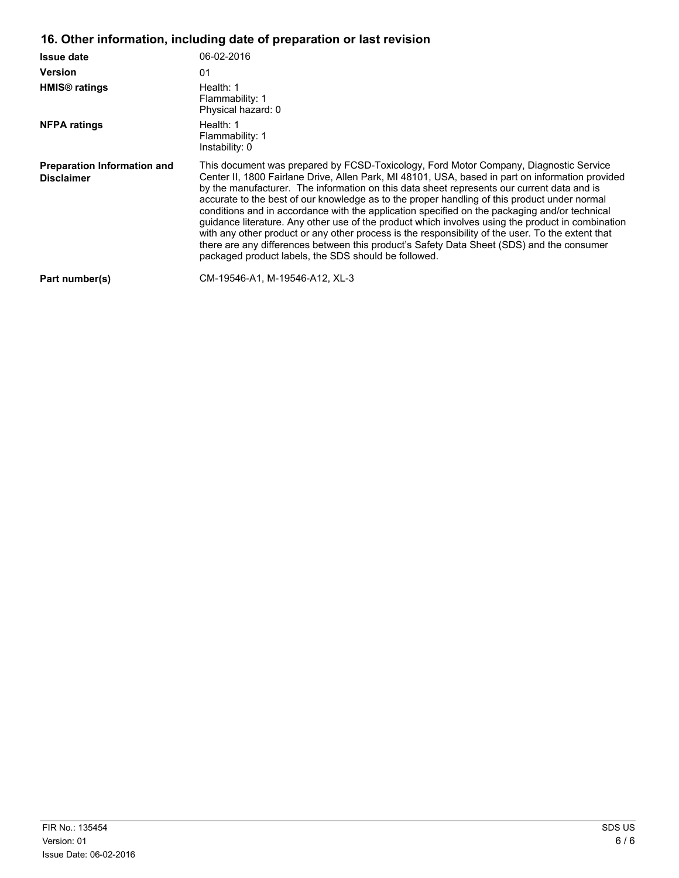## 16. Other information, including date of preparation or last revision

| | |
|---|---|
| **Issue date** | 06-02-2016 |
| **Version** | 01 |
| **HMIS® ratings** | Health: 1<br>Flammability: 1<br>Physical hazard: 0 |
| **NFPA ratings** | Health: 1<br>Flammability: 1<br>Instability: 0 |
| **Preparation Information and Disclaimer** | This document was prepared by FCSD-Toxicology, Ford Motor Company, Diagnostic Service Center II, 1800 Fairlane Drive, Allen Park, MI 48101, USA, based in part on information provided by the manufacturer. The information on this data sheet represents our current data and is accurate to the best of our knowledge as to the proper handling of this product under normal conditions and in accordance with the application specified on the packaging and/or technical guidance literature. Any other use of the product which involves using the product in combination with any other product or any other process is the responsibility of the user. To the extent that there are any differences between this product's Safety Data Sheet (SDS) and the consumer packaged product labels, the SDS should be followed. |
| **Part number(s)** | CM-19546-A1, M-19546-A12, XL-3 |